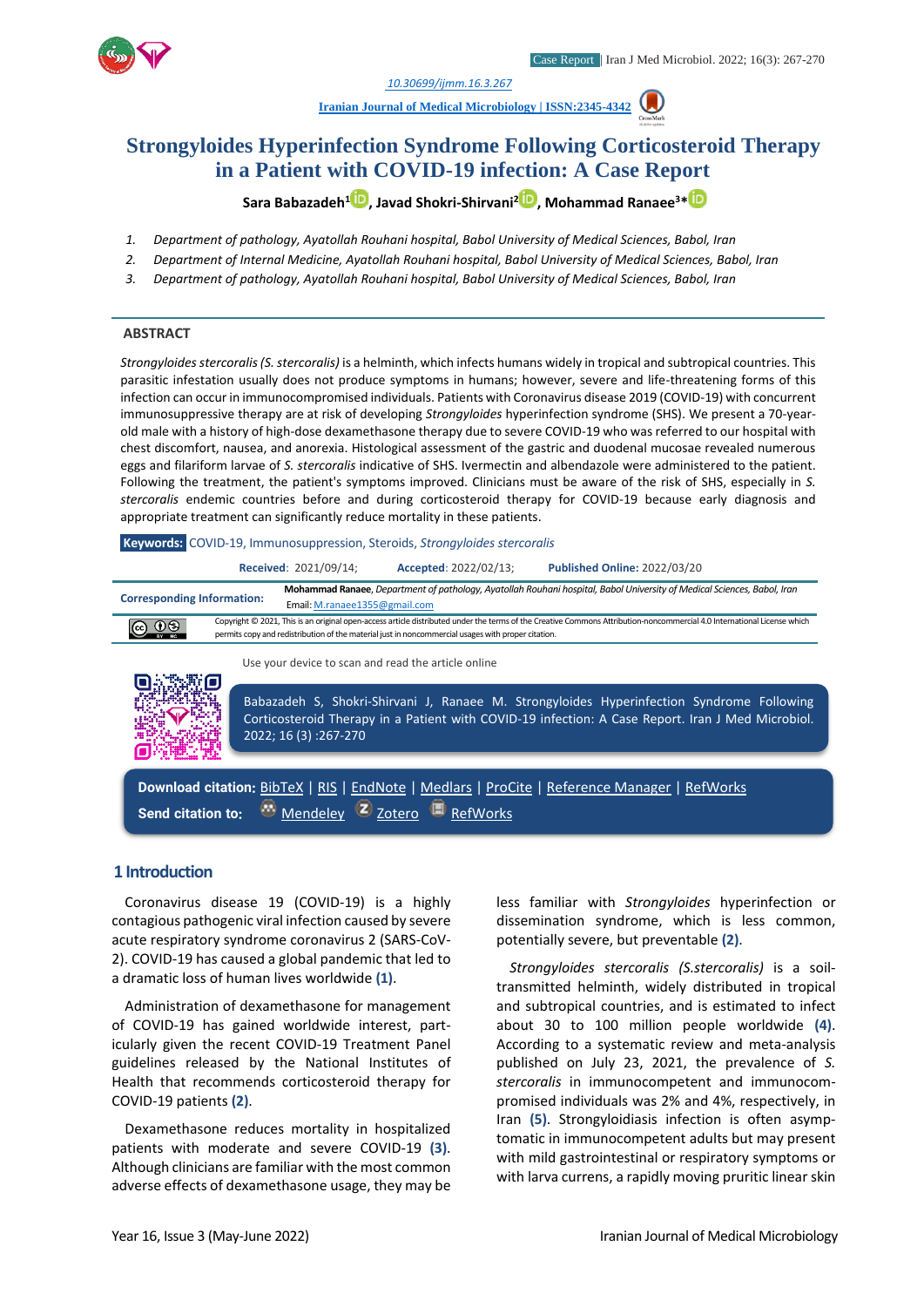10.30699/ijmm.16.3.267

Iranian Journal of Medical Microbiology | ISSN:2345-4342

# Strongyloides Hyperinfection Syndrome Following Corticosteroid Therapy in a Patient with COVID-19 infection: A Case Report

**Sara Babazadeh[1], Javad Shokri-Shirvani[2], Mohammad Ranaee[3]***

1. *Department of pathology, Ayatollah Rouhani hospital, Babol University of Medical Sciences, Babol, Iran*
2. *Department of Internal Medicine, Ayatollah Rouhani hospital, Babol University of Medical Sciences, Babol, Iran*
3. *Department of pathology, Ayatollah Rouhani hospital, Babol University of Medical Sciences, Babol, Iran*

## ABSTRACT

*Strongyloides stercoralis (S. stercoralis)* is a helminth, which infects humans widely in tropical and subtropical countries. This parasitic infestation usually does not produce symptoms in humans; however, severe and life-threatening forms of this infection can occur in immunocompromised individuals. Patients with Coronavirus disease 2019 (COVID-19) with concurrent immunosuppressive therapy are at risk of developing *Strongyloides* hyperinfection syndrome (SHS). We present a 70-year-old male with a history of high-dose dexamethasone therapy due to severe COVID-19 who was referred to our hospital with chest discomfort, nausea, and anorexia. Histological assessment of the gastric and duodenal mucosae revealed numerous eggs and filariform larvae of *S. stercoralis* indicative of SHS. Ivermectin and albendazole were administered to the patient. Following the treatment, the patient's symptoms improved. Clinicians must be aware of the risk of SHS, especially in *S. stercoralis* endemic countries before and during corticosteroid therapy for COVID-19 because early diagnosis and appropriate treatment can significantly reduce mortality in these patients.

**Keywords:** COVID-19, Immunosuppression, Steroids, *Strongyloides stercoralis*

**Received**: 2021/09/14; **Accepted**: 2022/02/13; **Published Online:** 2022/03/20

**Corresponding Information:** **Mohammad Ranaee**, *Department of pathology, Ayatollah Rouhani hospital, Babol University of Medical Sciences, Babol, Iran*
Email: M.ranaee1355@gmail.com

Copyright © 2021, This is an original open-access article distributed under the terms of the Creative Commons Attribution-noncommercial 4.0 International License which permits copy and redistribution of the material just in noncommercial usages with proper citation.

Use your device to scan and read the article online

Babazadeh S, Shokri-Shirvani J, Ranaee M. Strongyloides Hyperinfection Syndrome Following Corticosteroid Therapy in a Patient with COVID-19 infection: A Case Report. Iran J Med Microbiol. 2022; 16 (3) :267-270

**Download citation:** BibTeX | RIS | EndNote | Medlars | ProCite | Reference Manager | RefWorks
**Send citation to:** Mendeley | Zotero | RefWorks

## 1 Introduction

Coronavirus disease 19 (COVID-19) is a highly contagious pathogenic viral infection caused by severe acute respiratory syndrome coronavirus 2 (SARS-CoV-2). COVID-19 has caused a global pandemic that led to a dramatic loss of human lives worldwide **(1)**.

Administration of dexamethasone for management of COVID-19 has gained worldwide interest, particularly given the recent COVID-19 Treatment Panel guidelines released by the National Institutes of Health that recommends corticosteroid therapy for COVID-19 patients **(2)**.

Dexamethasone reduces mortality in hospitalized patients with moderate and severe COVID-19 **(3)**. Although clinicians are familiar with the most common adverse effects of dexamethasone usage, they may be less familiar with *Strongyloides* hyperinfection or dissemination syndrome, which is less common, potentially severe, but preventable **(2)**.

*Strongyloides stercoralis (S.stercoralis)* is a soil-transmitted helminth, widely distributed in tropical and subtropical countries, and is estimated to infect about 30 to 100 million people worldwide **(4)**. According to a systematic review and meta-analysis published on July 23, 2021, the prevalence of *S. stercoralis* in immunocompetent and immunocompromised individuals was 2% and 4%, respectively, in Iran **(5)**. Strongyloidiasis infection is often asymptomatic in immunocompetent adults but may present with mild gastrointestinal or respiratory symptoms or with larva currens, a rapidly moving pruritic linear skin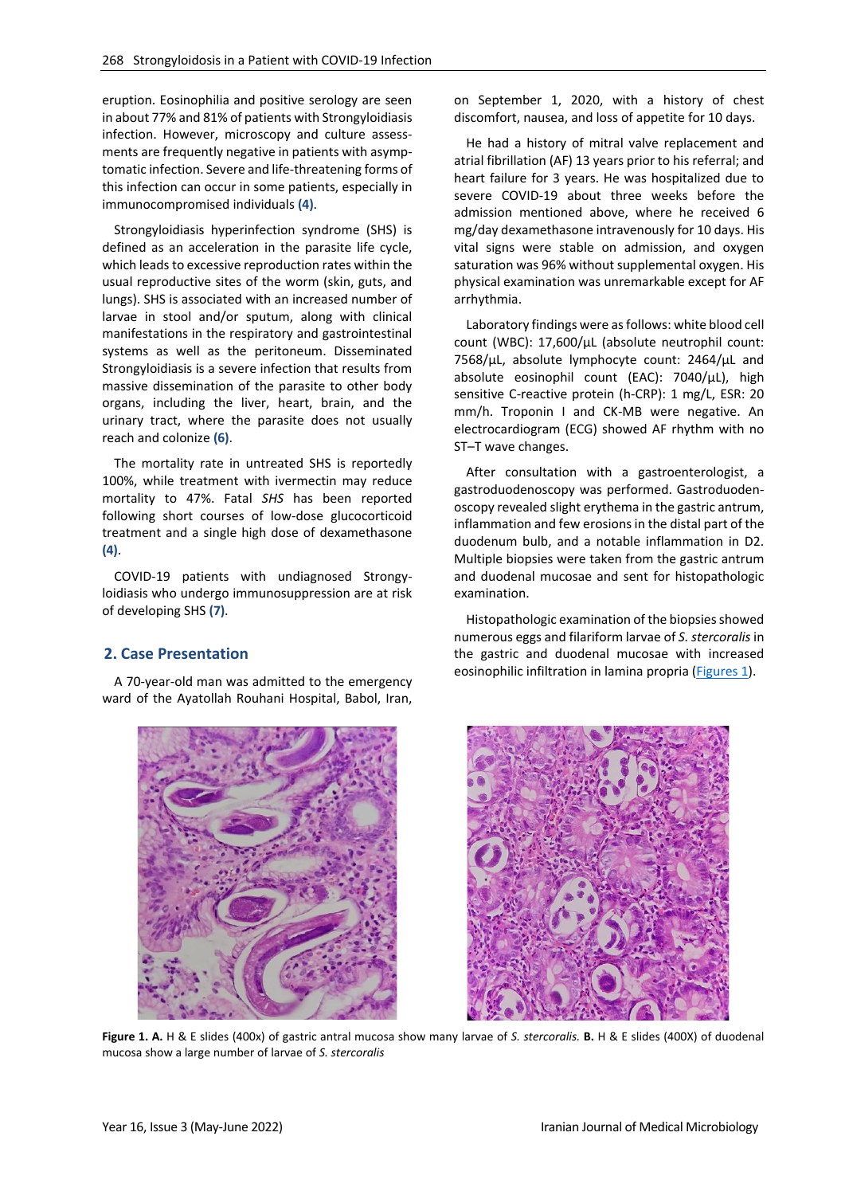eruption. Eosinophilia and positive serology are seen in about 77% and 81% of patients with Strongyloidiasis infection. However, microscopy and culture assessments are frequently negative in patients with asymptomatic infection. Severe and life-threatening forms of this infection can occur in some patients, especially in immunocompromised individuals **(4)**.

Strongyloidiasis hyperinfection syndrome (SHS) is defined as an acceleration in the parasite life cycle, which leads to excessive reproduction rates within the usual reproductive sites of the worm (skin, guts, and lungs). SHS is associated with an increased number of larvae in stool and/or sputum, along with clinical manifestations in the respiratory and gastrointestinal systems as well as the peritoneum. Disseminated Strongyloidiasis is a severe infection that results from massive dissemination of the parasite to other body organs, including the liver, heart, brain, and the urinary tract, where the parasite does not usually reach and colonize **(6)**.

The mortality rate in untreated SHS is reportedly 100%, while treatment with ivermectin may reduce mortality to 47%. Fatal *SHS* has been reported following short courses of low-dose glucocorticoid treatment and a single high dose of dexamethasone **(4)**.

COVID-19 patients with undiagnosed Strongyloidiasis who undergo immunosuppression are at risk of developing SHS **(7)**.

## 2. Case Presentation

A 70-year-old man was admitted to the emergency ward of the Ayatollah Rouhani Hospital, Babol, Iran, on September 1, 2020, with a history of chest discomfort, nausea, and loss of appetite for 10 days.

He had a history of mitral valve replacement and atrial fibrillation (AF) 13 years prior to his referral; and heart failure for 3 years. He was hospitalized due to severe COVID-19 about three weeks before the admission mentioned above, where he received 6 mg/day dexamethasone intravenously for 10 days. His vital signs were stable on admission, and oxygen saturation was 96% without supplemental oxygen. His physical examination was unremarkable except for AF arrhythmia.

Laboratory findings were as follows: white blood cell count (WBC): 17,600/µL (absolute neutrophil count: 7568/µL, absolute lymphocyte count: 2464/µL and absolute eosinophil count (EAC): 7040/µL), high sensitive C-reactive protein (h-CRP): 1 mg/L, ESR: 20 mm/h. Troponin I and CK-MB were negative. An electrocardiogram (ECG) showed AF rhythm with no ST–T wave changes.

After consultation with a gastroenterologist, a gastroduodenoscopy was performed. Gastroduodenoscopy revealed slight erythema in the gastric antrum, inflammation and few erosions in the distal part of the duodenum bulb, and a notable inflammation in D2. Multiple biopsies were taken from the gastric antrum and duodenal mucosae and sent for histopathologic examination.

Histopathologic examination of the biopsies showed numerous eggs and filariform larvae of *S. stercoralis* in the gastric and duodenal mucosae with increased eosinophilic infiltration in lamina propria (Figures 1).

**Figure 1. A.** H & E slides (400x) of gastric antral mucosa show many larvae of *S. stercoralis.* **B.** H & E slides (400X) of duodenal mucosa show a large number of larvae of *S. stercoralis*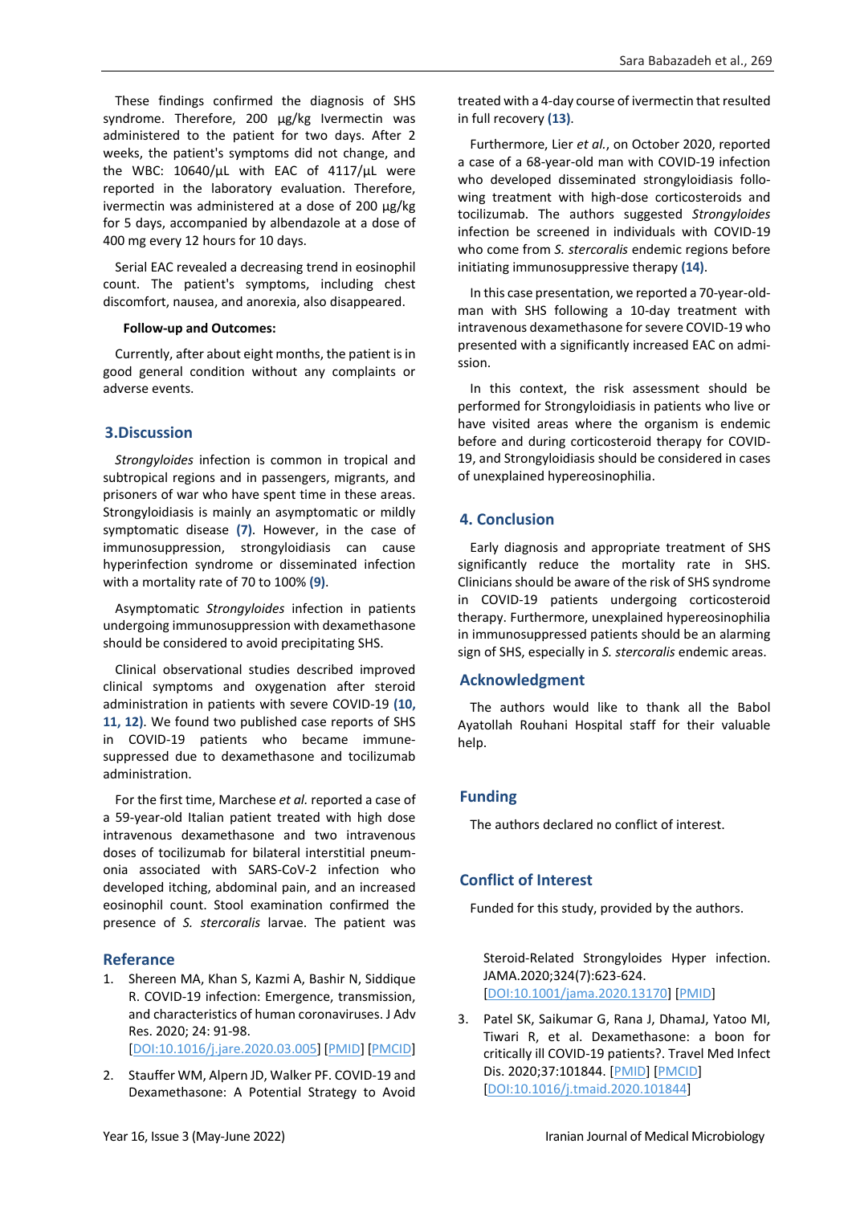These findings confirmed the diagnosis of SHS syndrome. Therefore, 200 µg/kg Ivermectin was administered to the patient for two days. After 2 weeks, the patient's symptoms did not change, and the WBC: 10640/µL with EAC of 4117/µL were reported in the laboratory evaluation. Therefore, ivermectin was administered at a dose of 200 µg/kg for 5 days, accompanied by albendazole at a dose of 400 mg every 12 hours for 10 days.

Serial EAC revealed a decreasing trend in eosinophil count. The patient's symptoms, including chest discomfort, nausea, and anorexia, also disappeared.

**Follow-up and Outcomes:**

Currently, after about eight months, the patient is in good general condition without any complaints or adverse events.

## 3.Discussion

*Strongyloides* infection is common in tropical and subtropical regions and in passengers, migrants, and prisoners of war who have spent time in these areas. Strongyloidiasis is mainly an asymptomatic or mildly symptomatic disease **(7)**. However, in the case of immunosuppression, strongyloidiasis can cause hyperinfection syndrome or disseminated infection with a mortality rate of 70 to 100% **(9)**.

Asymptomatic *Strongyloides* infection in patients undergoing immunosuppression with dexamethasone should be considered to avoid precipitating SHS.

Clinical observational studies described improved clinical symptoms and oxygenation after steroid administration in patients with severe COVID-19 **(10, 11, 12)**. We found two published case reports of SHS in COVID-19 patients who became immune-suppressed due to dexamethasone and tocilizumab administration.

For the first time, Marchese *et al.* reported a case of a 59-year-old Italian patient treated with high dose intravenous dexamethasone and two intravenous doses of tocilizumab for bilateral interstitial pneumonia associated with SARS-CoV-2 infection who developed itching, abdominal pain, and an increased eosinophil count. Stool examination confirmed the presence of *S. stercoralis* larvae. The patient was treated with a 4-day course of ivermectin that resulted in full recovery **(13)**.

Furthermore, Lier *et al.*, on October 2020, reported a case of a 68-year-old man with COVID-19 infection who developed disseminated strongyloidiasis following treatment with high-dose corticosteroids and tocilizumab. The authors suggested *Strongyloides* infection be screened in individuals with COVID-19 who come from *S. stercoralis* endemic regions before initiating immunosuppressive therapy **(14)**.

In this case presentation, we reported a 70-year-old-man with SHS following a 10-day treatment with intravenous dexamethasone for severe COVID-19 who presented with a significantly increased EAC on admission.

In this context, the risk assessment should be performed for Strongyloidiasis in patients who live or have visited areas where the organism is endemic before and during corticosteroid therapy for COVID-19, and Strongyloidiasis should be considered in cases of unexplained hypereosinophilia.

## 4. Conclusion

Early diagnosis and appropriate treatment of SHS significantly reduce the mortality rate in SHS. Clinicians should be aware of the risk of SHS syndrome in COVID-19 patients undergoing corticosteroid therapy. Furthermore, unexplained hypereosinophilia in immunosuppressed patients should be an alarming sign of SHS, especially in *S. stercoralis* endemic areas.

## Acknowledgment

The authors would like to thank all the Babol Ayatollah Rouhani Hospital staff for their valuable help.

## Funding

The authors declared no conflict of interest.

## Conflict of Interest

Funded for this study, provided by the authors.

## Referance

1. Shereen MA, Khan S, Kazmi A, Bashir N, Siddique R. COVID-19 infection: Emergence, transmission, and characteristics of human coronaviruses. J Adv Res. 2020; 24: 91-98. [DOI:10.1016/j.jare.2020.03.005] [PMID] [PMCID]
2. Stauffer WM, Alpern JD, Walker PF. COVID-19 and Dexamethasone: A Potential Strategy to Avoid Steroid-Related Strongyloides Hyper infection. JAMA.2020;324(7):623-624. [DOI:10.1001/jama.2020.13170] [PMID]
3. Patel SK, Saikumar G, Rana J, DhamaJ, Yatoo MI, Tiwari R, et al. Dexamethasone: a boon for critically ill COVID-19 patients?. Travel Med Infect Dis. 2020;37:101844. [PMID] [PMCID] [DOI:10.1016/j.tmaid.2020.101844]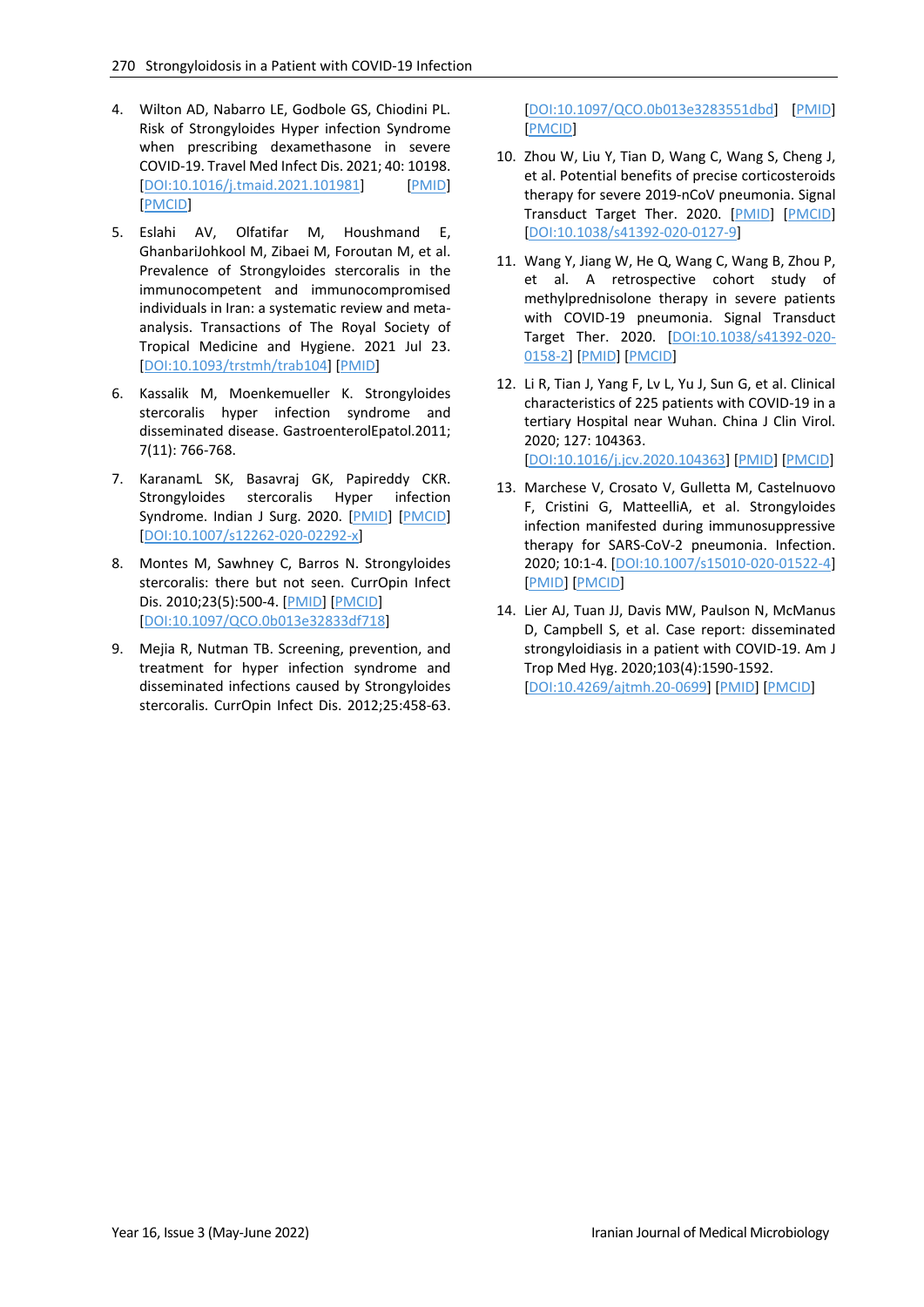4. Wilton AD, Nabarro LE, Godbole GS, Chiodini PL. Risk of Strongyloides Hyper infection Syndrome when prescribing dexamethasone in severe COVID-19. Travel Med Infect Dis. 2021; 40: 10198. [DOI:10.1016/j.tmaid.2021.101981] [PMID] [PMCID]

5. Eslahi AV, Olfatifar M, Houshmand E, GhanbariJohkool M, Zibaei M, Foroutan M, et al. Prevalence of Strongyloides stercoralis in the immunocompetent and immunocompromised individuals in Iran: a systematic review and meta-analysis. Transactions of The Royal Society of Tropical Medicine and Hygiene. 2021 Jul 23. [DOI:10.1093/trstmh/trab104] [PMID]

6. Kassalik M, Moenkemueller K. Strongyloides stercoralis hyper infection syndrome and disseminated disease. GastroenterolEpatol.2011; 7(11): 766-768.

7. KaranamL SK, Basavraj GK, Papireddy CKR. Strongyloides stercoralis Hyper infection Syndrome. Indian J Surg. 2020. [PMID] [PMCID] [DOI:10.1007/s12262-020-02292-x]

8. Montes M, Sawhney C, Barros N. Strongyloides stercoralis: there but not seen. CurrOpin Infect Dis. 2010;23(5):500-4. [PMID] [PMCID] [DOI:10.1097/QCO.0b013e32833df718]

9. Mejia R, Nutman TB. Screening, prevention, and treatment for hyper infection syndrome and disseminated infections caused by Strongyloides stercoralis. CurrOpin Infect Dis. 2012;25:458-63. [DOI:10.1097/QCO.0b013e3283551dbd] [PMID] [PMCID]

10. Zhou W, Liu Y, Tian D, Wang C, Wang S, Cheng J, et al. Potential benefits of precise corticosteroids therapy for severe 2019-nCoV pneumonia. Signal Transduct Target Ther. 2020. [PMID] [PMCID] [DOI:10.1038/s41392-020-0127-9]

11. Wang Y, Jiang W, He Q, Wang C, Wang B, Zhou P, et al. A retrospective cohort study of methylprednisolone therapy in severe patients with COVID-19 pneumonia. Signal Transduct Target Ther. 2020. [DOI:10.1038/s41392-020-0158-2] [PMID] [PMCID]

12. Li R, Tian J, Yang F, Lv L, Yu J, Sun G, et al. Clinical characteristics of 225 patients with COVID-19 in a tertiary Hospital near Wuhan. China J Clin Virol. 2020; 127: 104363. [DOI:10.1016/j.jcv.2020.104363] [PMID] [PMCID]

13. Marchese V, Crosato V, Gulletta M, Castelnuovo F, Cristini G, MatteelliA, et al. Strongyloides infection manifested during immunosuppressive therapy for SARS-CoV-2 pneumonia. Infection. 2020; 10:1-4. [DOI:10.1007/s15010-020-01522-4] [PMID] [PMCID]

14. Lier AJ, Tuan JJ, Davis MW, Paulson N, McManus D, Campbell S, et al. Case report: disseminated strongyloidiasis in a patient with COVID-19. Am J Trop Med Hyg. 2020;103(4):1590-1592. [DOI:10.4269/ajtmh.20-0699] [PMID] [PMCID]